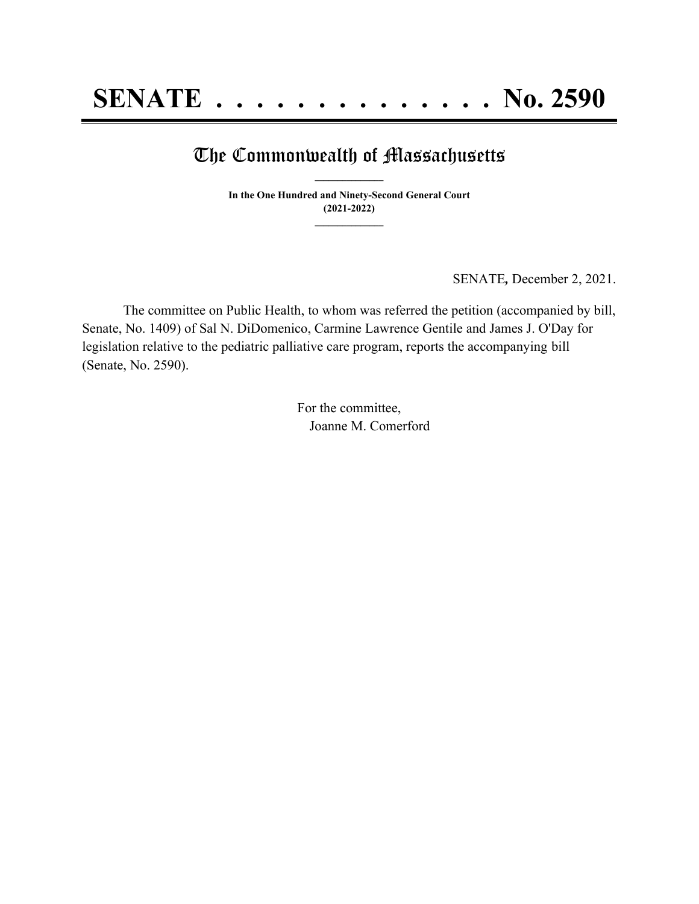# SENATE . . . . . . . . . . . . . . . No. 2590

## The Commonwealth of Massachusetts

**In the One Hundred and Ninety-Second General Court**
**(2021-2022)**

SENATE*,* December 2, 2021.

The committee on Public Health, to whom was referred the petition (accompanied by bill, Senate, No. 1409) of Sal N. DiDomenico, Carmine Lawrence Gentile and James J. O'Day for legislation relative to the pediatric palliative care program, reports the accompanying bill (Senate, No. 2590).

For the committee,
Joanne M. Comerford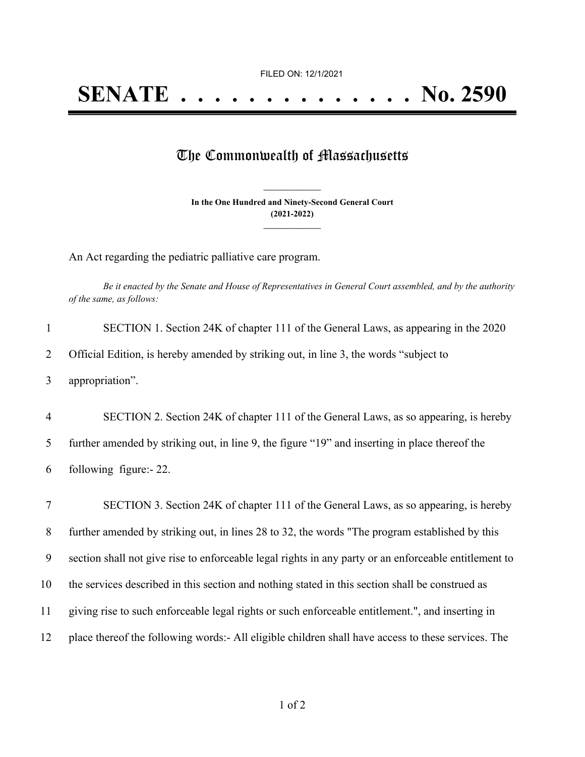FILED ON: 12/1/2021

# SENATE . . . . . . . . . . . . . . No. 2590

## The Commonwealth of Massachusetts

**In the One Hundred and Ninety-Second General Court**
**(2021-2022)**

An Act regarding the pediatric palliative care program.

*Be it enacted by the Senate and House of Representatives in General Court assembled, and by the authority of the same, as follows:*

1 SECTION 1. Section 24K of chapter 111 of the General Laws, as appearing in the 2020
2 Official Edition, is hereby amended by striking out, in line 3, the words "subject to
3 appropriation".

4 SECTION 2. Section 24K of chapter 111 of the General Laws, as so appearing, is hereby
5 further amended by striking out, in line 9, the figure "19" and inserting in place thereof the
6 following figure:- 22.

7 SECTION 3. Section 24K of chapter 111 of the General Laws, as so appearing, is hereby
8 further amended by striking out, in lines 28 to 32, the words "The program established by this
9 section shall not give rise to enforceable legal rights in any party or an enforceable entitlement to
10 the services described in this section and nothing stated in this section shall be construed as
11 giving rise to such enforceable legal rights or such enforceable entitlement.", and inserting in
12 place thereof the following words:- All eligible children shall have access to these services. The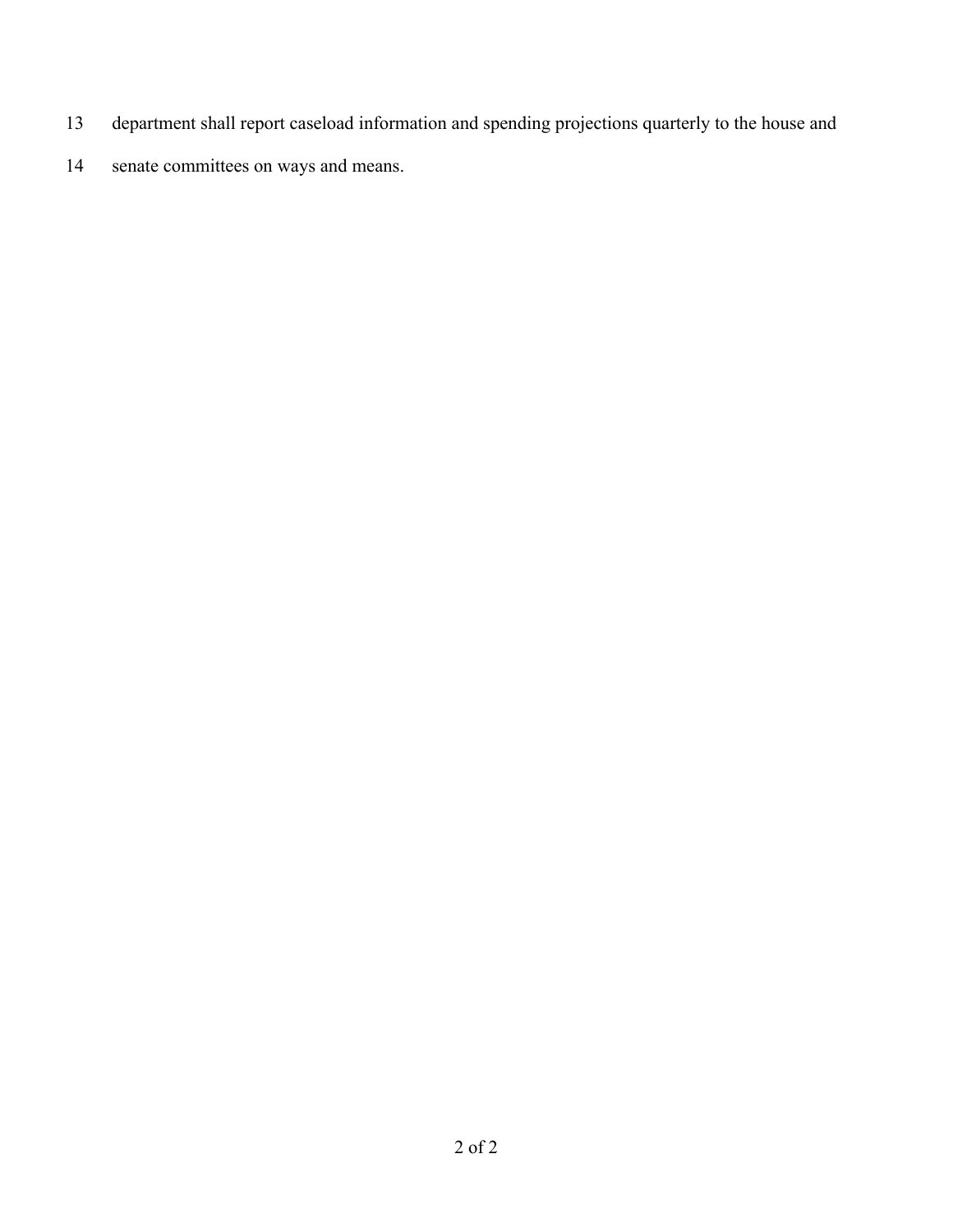13 department shall report caseload information and spending projections quarterly to the house and

14 senate committees on ways and means.